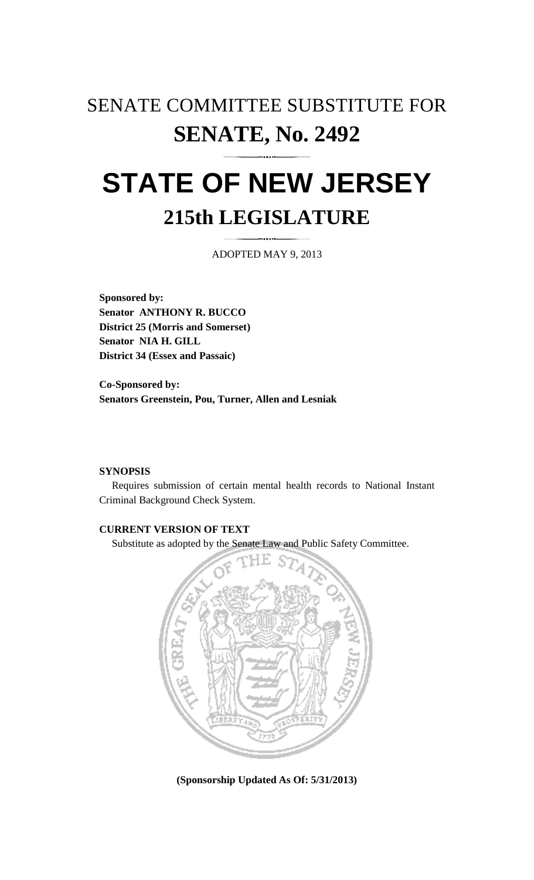# SENATE COMMITTEE SUBSTITUTE FOR
# SENATE, No. 2492

# STATE OF NEW JERSEY
## 215th LEGISLATURE

ADOPTED MAY 9, 2013

**Sponsored by:**
**Senator ANTHONY R. BUCCO**
**District 25 (Morris and Somerset)**
**Senator NIA H. GILL**
**District 34 (Essex and Passaic)**

**Co-Sponsored by:**
**Senators Greenstein, Pou, Turner, Allen and Lesniak**

**SYNOPSIS**

Requires submission of certain mental health records to National Instant Criminal Background Check System.

**CURRENT VERSION OF TEXT**

Substitute as adopted by the Senate Law and Public Safety Committee.

**(Sponsorship Updated As Of: 5/31/2013)**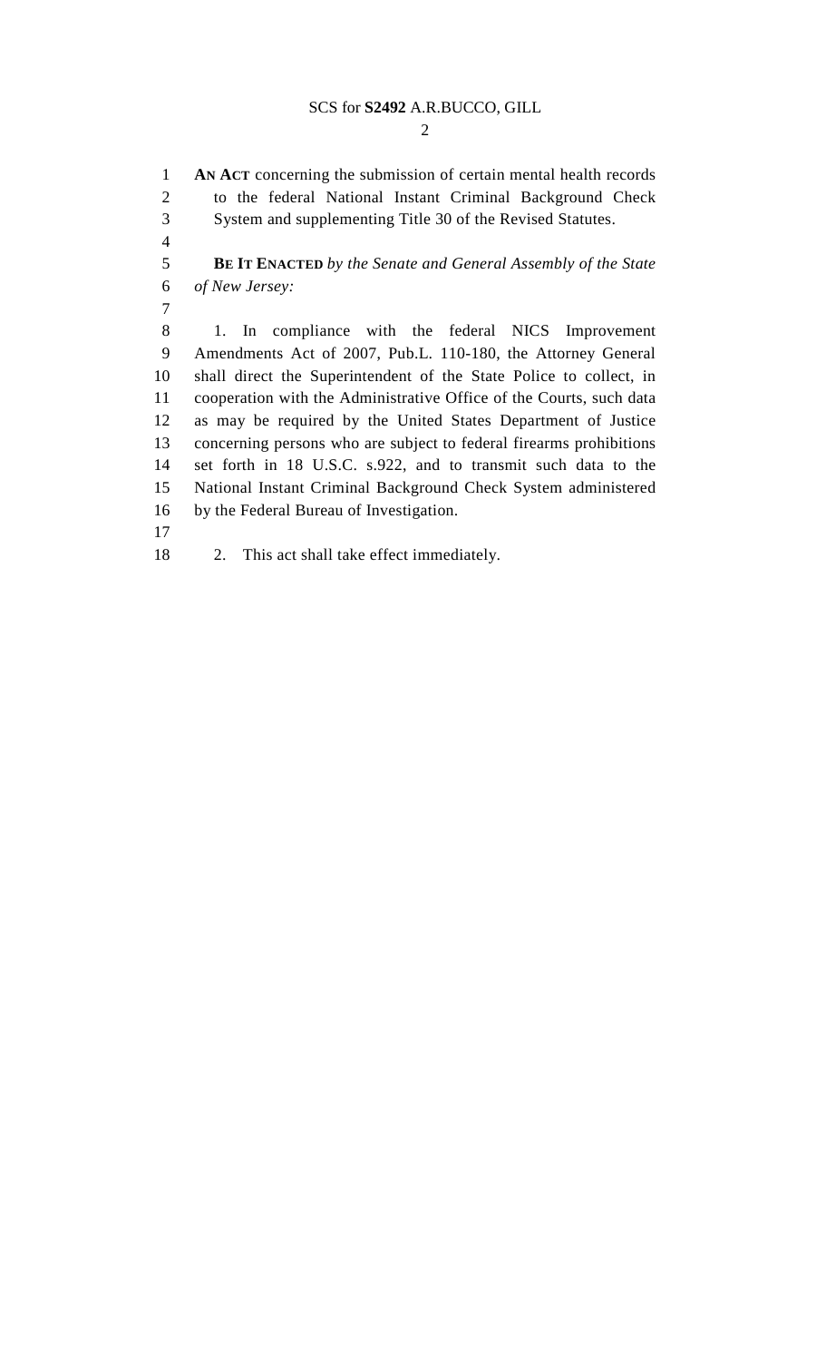**AN ACT** concerning the submission of certain mental health records to the federal National Instant Criminal Background Check System and supplementing Title 30 of the Revised Statutes.

**BE IT ENACTED** *by the Senate and General Assembly of the State of New Jersey:*

1. In compliance with the federal NICS Improvement Amendments Act of 2007, Pub.L. 110-180, the Attorney General shall direct the Superintendent of the State Police to collect, in cooperation with the Administrative Office of the Courts, such data as may be required by the United States Department of Justice concerning persons who are subject to federal firearms prohibitions set forth in 18 U.S.C. s.922, and to transmit such data to the National Instant Criminal Background Check System administered by the Federal Bureau of Investigation.

2. This act shall take effect immediately.